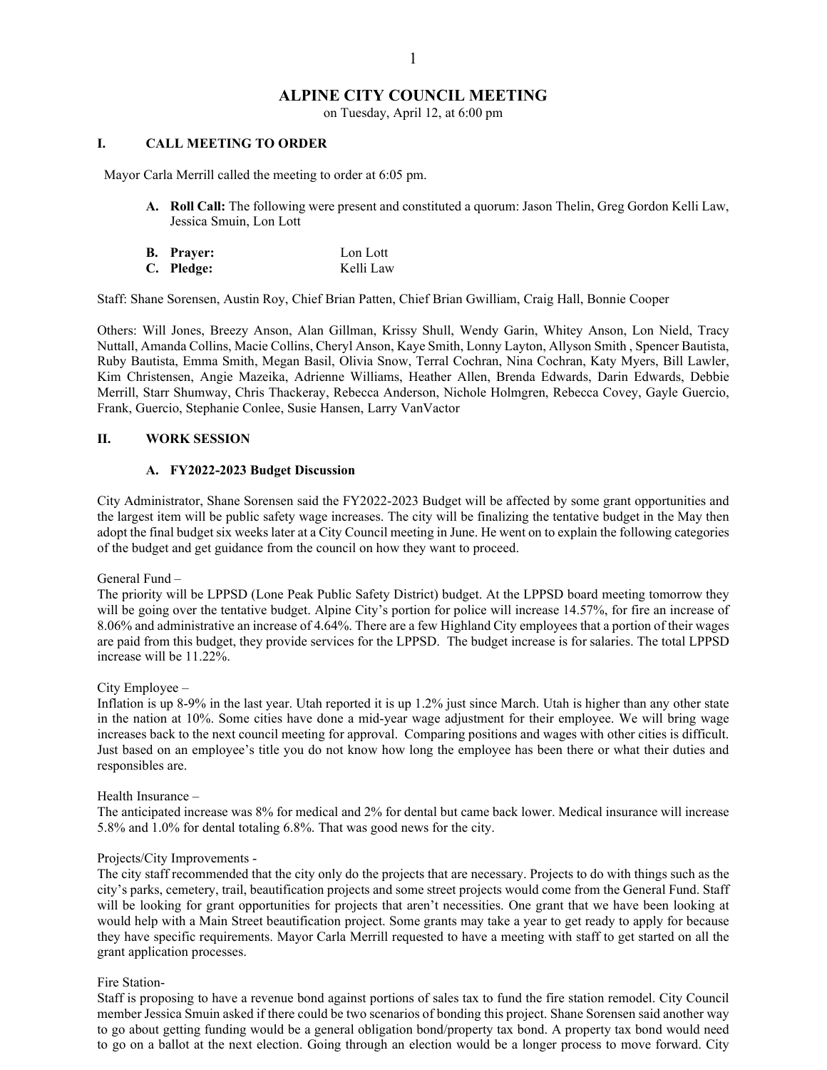# ALPINE CITY COUNCIL MEETING

on Tuesday, April 12, at 6:00 pm

## I. CALL MEETING TO ORDER

Mayor Carla Merrill called the meeting to order at 6:05 pm.

**A. Roll Call:** The following were present and constituted a quorum: Jason Thelin, Greg Gordon Kelli Law, Jessica Smuin, Lon Lott

**B. Prayer:** Lon Lott
**C. Pledge:** Kelli Law

Staff: Shane Sorensen, Austin Roy, Chief Brian Patten, Chief Brian Gwilliam, Craig Hall, Bonnie Cooper

Others: Will Jones, Breezy Anson, Alan Gillman, Krissy Shull, Wendy Garin, Whitey Anson, Lon Nield, Tracy Nuttall, Amanda Collins, Macie Collins, Cheryl Anson, Kaye Smith, Lonny Layton, Allyson Smith , Spencer Bautista, Ruby Bautista, Emma Smith, Megan Basil, Olivia Snow, Terral Cochran, Nina Cochran, Katy Myers, Bill Lawler, Kim Christensen, Angie Mazeika, Adrienne Williams, Heather Allen, Brenda Edwards, Darin Edwards, Debbie Merrill, Starr Shumway, Chris Thackeray, Rebecca Anderson, Nichole Holmgren, Rebecca Covey, Gayle Guercio, Frank, Guercio, Stephanie Conlee, Susie Hansen, Larry VanVactor

## II. WORK SESSION

### A. FY2022-2023 Budget Discussion

City Administrator, Shane Sorensen said the FY2022-2023 Budget will be affected by some grant opportunities and the largest item will be public safety wage increases. The city will be finalizing the tentative budget in the May then adopt the final budget six weeks later at a City Council meeting in June. He went on to explain the following categories of the budget and get guidance from the council on how they want to proceed.

General Fund –
The priority will be LPPSD (Lone Peak Public Safety District) budget. At the LPPSD board meeting tomorrow they will be going over the tentative budget. Alpine City's portion for police will increase 14.57%, for fire an increase of 8.06% and administrative an increase of 4.64%. There are a few Highland City employees that a portion of their wages are paid from this budget, they provide services for the LPPSD. The budget increase is for salaries. The total LPPSD increase will be 11.22%.

City Employee –
Inflation is up 8-9% in the last year. Utah reported it is up 1.2% just since March. Utah is higher than any other state in the nation at 10%. Some cities have done a mid-year wage adjustment for their employee. We will bring wage increases back to the next council meeting for approval. Comparing positions and wages with other cities is difficult. Just based on an employee's title you do not know how long the employee has been there or what their duties and responsibles are.

Health Insurance –
The anticipated increase was 8% for medical and 2% for dental but came back lower. Medical insurance will increase 5.8% and 1.0% for dental totaling 6.8%. That was good news for the city.

Projects/City Improvements -
The city staff recommended that the city only do the projects that are necessary. Projects to do with things such as the city's parks, cemetery, trail, beautification projects and some street projects would come from the General Fund. Staff will be looking for grant opportunities for projects that aren't necessities. One grant that we have been looking at would help with a Main Street beautification project. Some grants may take a year to get ready to apply for because they have specific requirements. Mayor Carla Merrill requested to have a meeting with staff to get started on all the grant application processes.

Fire Station-
Staff is proposing to have a revenue bond against portions of sales tax to fund the fire station remodel. City Council member Jessica Smuin asked if there could be two scenarios of bonding this project. Shane Sorensen said another way to go about getting funding would be a general obligation bond/property tax bond. A property tax bond would need to go on a ballot at the next election. Going through an election would be a longer process to move forward. City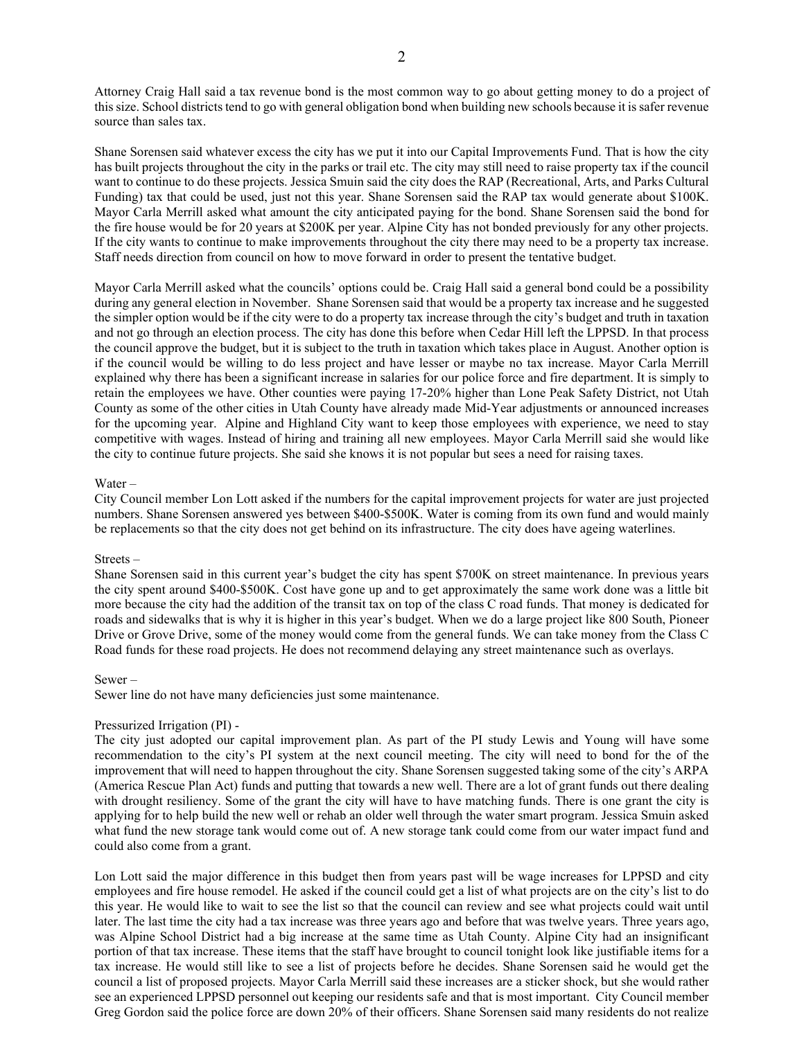Attorney Craig Hall said a tax revenue bond is the most common way to go about getting money to do a project of this size. School districts tend to go with general obligation bond when building new schools because it is safer revenue source than sales tax.

Shane Sorensen said whatever excess the city has we put it into our Capital Improvements Fund. That is how the city has built projects throughout the city in the parks or trail etc. The city may still need to raise property tax if the council want to continue to do these projects. Jessica Smuin said the city does the RAP (Recreational, Arts, and Parks Cultural Funding) tax that could be used, just not this year. Shane Sorensen said the RAP tax would generate about $100K. Mayor Carla Merrill asked what amount the city anticipated paying for the bond. Shane Sorensen said the bond for the fire house would be for 20 years at $200K per year. Alpine City has not bonded previously for any other projects. If the city wants to continue to make improvements throughout the city there may need to be a property tax increase. Staff needs direction from council on how to move forward in order to present the tentative budget.

Mayor Carla Merrill asked what the councils' options could be. Craig Hall said a general bond could be a possibility during any general election in November. Shane Sorensen said that would be a property tax increase and he suggested the simpler option would be if the city were to do a property tax increase through the city's budget and truth in taxation and not go through an election process. The city has done this before when Cedar Hill left the LPPSD. In that process the council approve the budget, but it is subject to the truth in taxation which takes place in August. Another option is if the council would be willing to do less project and have lesser or maybe no tax increase. Mayor Carla Merrill explained why there has been a significant increase in salaries for our police force and fire department. It is simply to retain the employees we have. Other counties were paying 17-20% higher than Lone Peak Safety District, not Utah County as some of the other cities in Utah County have already made Mid-Year adjustments or announced increases for the upcoming year. Alpine and Highland City want to keep those employees with experience, we need to stay competitive with wages. Instead of hiring and training all new employees. Mayor Carla Merrill said she would like the city to continue future projects. She said she knows it is not popular but sees a need for raising taxes.

Water –
City Council member Lon Lott asked if the numbers for the capital improvement projects for water are just projected numbers. Shane Sorensen answered yes between $400-$500K. Water is coming from its own fund and would mainly be replacements so that the city does not get behind on its infrastructure. The city does have ageing waterlines.

Streets –
Shane Sorensen said in this current year's budget the city has spent $700K on street maintenance. In previous years the city spent around $400-$500K. Cost have gone up and to get approximately the same work done was a little bit more because the city had the addition of the transit tax on top of the class C road funds. That money is dedicated for roads and sidewalks that is why it is higher in this year's budget. When we do a large project like 800 South, Pioneer Drive or Grove Drive, some of the money would come from the general funds. We can take money from the Class C Road funds for these road projects. He does not recommend delaying any street maintenance such as overlays.

Sewer –
Sewer line do not have many deficiencies just some maintenance.

Pressurized Irrigation (PI) -
The city just adopted our capital improvement plan. As part of the PI study Lewis and Young will have some recommendation to the city's PI system at the next council meeting. The city will need to bond for the of the improvement that will need to happen throughout the city. Shane Sorensen suggested taking some of the city's ARPA (America Rescue Plan Act) funds and putting that towards a new well. There are a lot of grant funds out there dealing with drought resiliency. Some of the grant the city will have to have matching funds. There is one grant the city is applying for to help build the new well or rehab an older well through the water smart program. Jessica Smuin asked what fund the new storage tank would come out of. A new storage tank could come from our water impact fund and could also come from a grant.

Lon Lott said the major difference in this budget then from years past will be wage increases for LPPSD and city employees and fire house remodel. He asked if the council could get a list of what projects are on the city's list to do this year. He would like to wait to see the list so that the council can review and see what projects could wait until later. The last time the city had a tax increase was three years ago and before that was twelve years. Three years ago, was Alpine School District had a big increase at the same time as Utah County. Alpine City had an insignificant portion of that tax increase. These items that the staff have brought to council tonight look like justifiable items for a tax increase. He would still like to see a list of projects before he decides. Shane Sorensen said he would get the council a list of proposed projects. Mayor Carla Merrill said these increases are a sticker shock, but she would rather see an experienced LPPSD personnel out keeping our residents safe and that is most important. City Council member Greg Gordon said the police force are down 20% of their officers. Shane Sorensen said many residents do not realize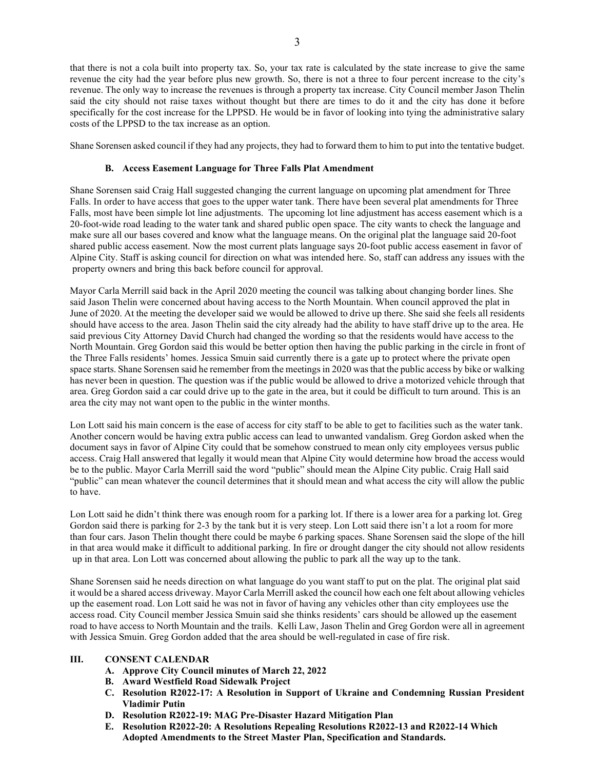that there is not a cola built into property tax. So, your tax rate is calculated by the state increase to give the same revenue the city had the year before plus new growth. So, there is not a three to four percent increase to the city's revenue. The only way to increase the revenues is through a property tax increase. City Council member Jason Thelin said the city should not raise taxes without thought but there are times to do it and the city has done it before specifically for the cost increase for the LPPSD. He would be in favor of looking into tying the administrative salary costs of the LPPSD to the tax increase as an option.

Shane Sorensen asked council if they had any projects, they had to forward them to him to put into the tentative budget.

### B. Access Easement Language for Three Falls Plat Amendment

Shane Sorensen said Craig Hall suggested changing the current language on upcoming plat amendment for Three Falls. In order to have access that goes to the upper water tank. There have been several plat amendments for Three Falls, most have been simple lot line adjustments. The upcoming lot line adjustment has access easement which is a 20-foot-wide road leading to the water tank and shared public open space. The city wants to check the language and make sure all our bases covered and know what the language means. On the original plat the language said 20-foot shared public access easement. Now the most current plats language says 20-foot public access easement in favor of Alpine City. Staff is asking council for direction on what was intended here. So, staff can address any issues with the property owners and bring this back before council for approval.

Mayor Carla Merrill said back in the April 2020 meeting the council was talking about changing border lines. She said Jason Thelin were concerned about having access to the North Mountain. When council approved the plat in June of 2020. At the meeting the developer said we would be allowed to drive up there. She said she feels all residents should have access to the area. Jason Thelin said the city already had the ability to have staff drive up to the area. He said previous City Attorney David Church had changed the wording so that the residents would have access to the North Mountain. Greg Gordon said this would be better option then having the public parking in the circle in front of the Three Falls residents' homes. Jessica Smuin said currently there is a gate up to protect where the private open space starts. Shane Sorensen said he remember from the meetings in 2020 was that the public access by bike or walking has never been in question. The question was if the public would be allowed to drive a motorized vehicle through that area. Greg Gordon said a car could drive up to the gate in the area, but it could be difficult to turn around. This is an area the city may not want open to the public in the winter months.

Lon Lott said his main concern is the ease of access for city staff to be able to get to facilities such as the water tank. Another concern would be having extra public access can lead to unwanted vandalism. Greg Gordon asked when the document says in favor of Alpine City could that be somehow construed to mean only city employees versus public access. Craig Hall answered that legally it would mean that Alpine City would determine how broad the access would be to the public. Mayor Carla Merrill said the word "public" should mean the Alpine City public. Craig Hall said "public" can mean whatever the council determines that it should mean and what access the city will allow the public to have.

Lon Lott said he didn't think there was enough room for a parking lot. If there is a lower area for a parking lot. Greg Gordon said there is parking for 2-3 by the tank but it is very steep. Lon Lott said there isn't a lot a room for more than four cars. Jason Thelin thought there could be maybe 6 parking spaces. Shane Sorensen said the slope of the hill in that area would make it difficult to additional parking. In fire or drought danger the city should not allow residents up in that area. Lon Lott was concerned about allowing the public to park all the way up to the tank.

Shane Sorensen said he needs direction on what language do you want staff to put on the plat. The original plat said it would be a shared access driveway. Mayor Carla Merrill asked the council how each one felt about allowing vehicles up the easement road. Lon Lott said he was not in favor of having any vehicles other than city employees use the access road. City Council member Jessica Smuin said she thinks residents' cars should be allowed up the easement road to have access to North Mountain and the trails. Kelli Law, Jason Thelin and Greg Gordon were all in agreement with Jessica Smuin. Greg Gordon added that the area should be well-regulated in case of fire risk.

## III. CONSENT CALENDAR

- **A. Approve City Council minutes of March 22, 2022**
- **B. Award Westfield Road Sidewalk Project**
- **C. Resolution R2022-17: A Resolution in Support of Ukraine and Condemning Russian President Vladimir Putin**
- **D. Resolution R2022-19: MAG Pre-Disaster Hazard Mitigation Plan**
- **E. Resolution R2022-20: A Resolutions Repealing Resolutions R2022-13 and R2022-14 Which Adopted Amendments to the Street Master Plan, Specification and Standards.**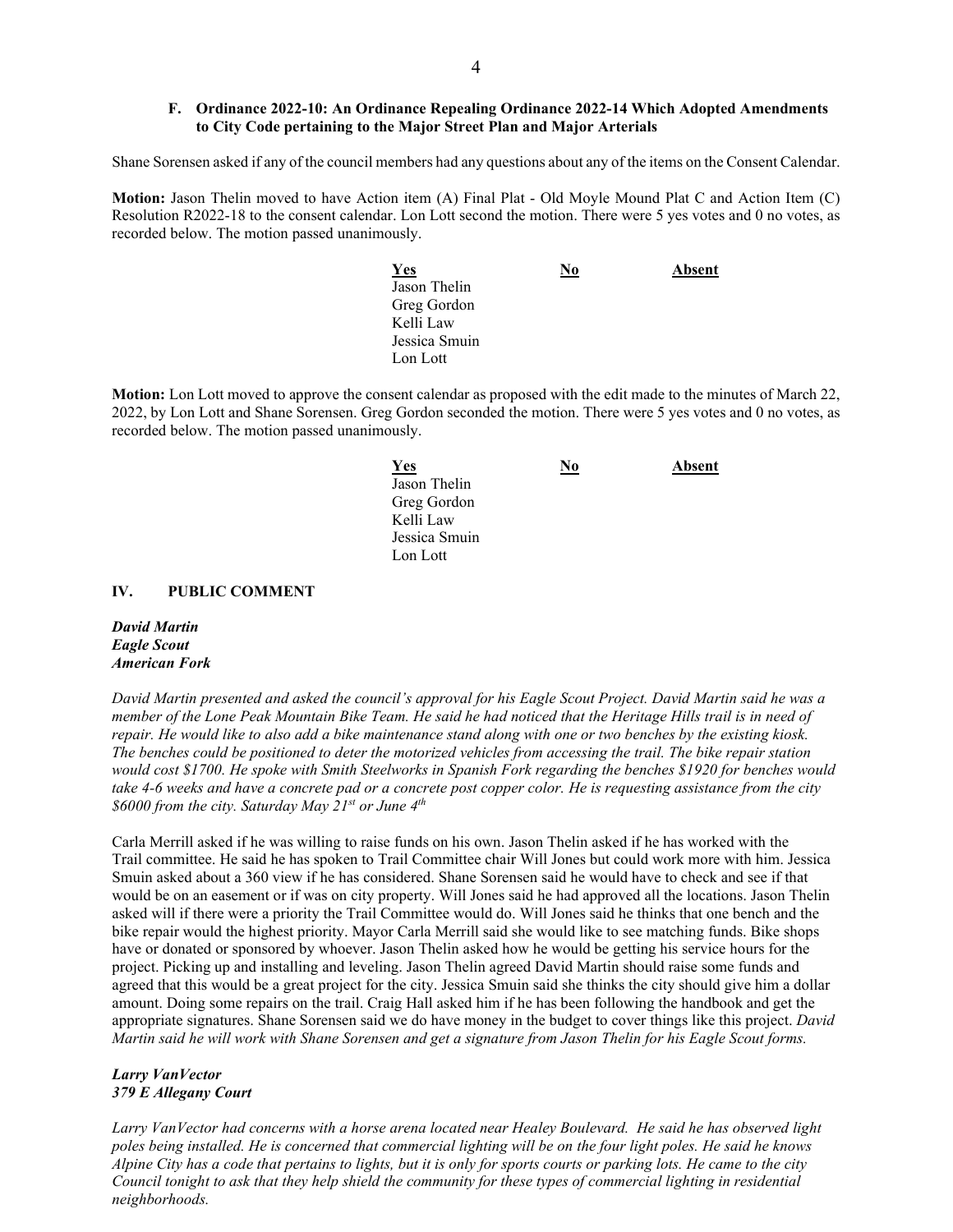**F. Ordinance 2022-10: An Ordinance Repealing Ordinance 2022-14 Which Adopted Amendments to City Code pertaining to the Major Street Plan and Major Arterials**

Shane Sorensen asked if any of the council members had any questions about any of the items on the Consent Calendar.

**Motion:** Jason Thelin moved to have Action item (A) Final Plat - Old Moyle Mound Plat C and Action Item (C) Resolution R2022-18 to the consent calendar. Lon Lott second the motion. There were 5 yes votes and 0 no votes, as recorded below. The motion passed unanimously.

| Yes | No | Absent |
|---|---|---|
| Jason Thelin | | |
| Greg Gordon | | |
| Kelli Law | | |
| Jessica Smuin | | |
| Lon Lott | | |

**Motion:** Lon Lott moved to approve the consent calendar as proposed with the edit made to the minutes of March 22, 2022, by Lon Lott and Shane Sorensen. Greg Gordon seconded the motion. There were 5 yes votes and 0 no votes, as recorded below. The motion passed unanimously.

| Yes | No | Absent |
|---|---|---|
| Jason Thelin | | |
| Greg Gordon | | |
| Kelli Law | | |
| Jessica Smuin | | |
| Lon Lott | | |

## IV. PUBLIC COMMENT

***David Martin***
***Eagle Scout***
***American Fork***

*David Martin presented and asked the council's approval for his Eagle Scout Project. David Martin said he was a member of the Lone Peak Mountain Bike Team. He said he had noticed that the Heritage Hills trail is in need of repair. He would like to also add a bike maintenance stand along with one or two benches by the existing kiosk. The benches could be positioned to deter the motorized vehicles from accessing the trail. The bike repair station would cost $1700. He spoke with Smith Steelworks in Spanish Fork regarding the benches $1920 for benches would take 4-6 weeks and have a concrete pad or a concrete post copper color. He is requesting assistance from the city $6000 from the city. Saturday May 21st or June 4th*

Carla Merrill asked if he was willing to raise funds on his own. Jason Thelin asked if he has worked with the Trail committee. He said he has spoken to Trail Committee chair Will Jones but could work more with him. Jessica Smuin asked about a 360 view if he has considered. Shane Sorensen said he would have to check and see if that would be on an easement or if was on city property. Will Jones said he had approved all the locations. Jason Thelin asked will if there were a priority the Trail Committee would do. Will Jones said he thinks that one bench and the bike repair would the highest priority. Mayor Carla Merrill said she would like to see matching funds. Bike shops have or donated or sponsored by whoever. Jason Thelin asked how he would be getting his service hours for the project. Picking up and installing and leveling. Jason Thelin agreed David Martin should raise some funds and agreed that this would be a great project for the city. Jessica Smuin said she thinks the city should give him a dollar amount. Doing some repairs on the trail. Craig Hall asked him if he has been following the handbook and get the appropriate signatures. Shane Sorensen said we do have money in the budget to cover things like this project. *David Martin said he will work with Shane Sorensen and get a signature from Jason Thelin for his Eagle Scout forms.*

***Larry VanVector***
***379 E Allegany Court***

*Larry VanVector had concerns with a horse arena located near Healey Boulevard. He said he has observed light poles being installed. He is concerned that commercial lighting will be on the four light poles. He said he knows Alpine City has a code that pertains to lights, but it is only for sports courts or parking lots. He came to the city Council tonight to ask that they help shield the community for these types of commercial lighting in residential neighborhoods.*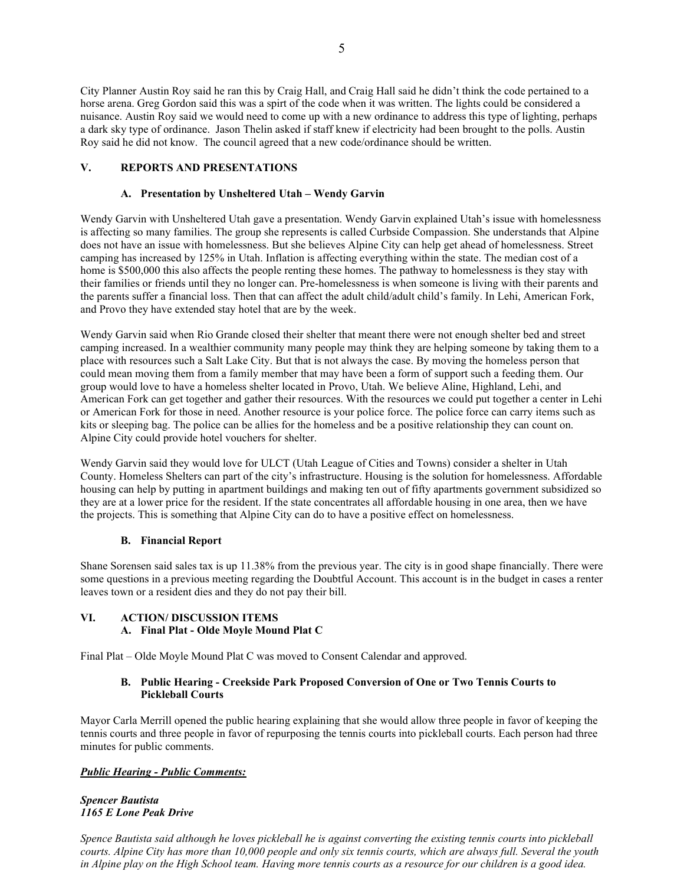City Planner Austin Roy said he ran this by Craig Hall, and Craig Hall said he didn't think the code pertained to a horse arena. Greg Gordon said this was a spirt of the code when it was written. The lights could be considered a nuisance. Austin Roy said we would need to come up with a new ordinance to address this type of lighting, perhaps a dark sky type of ordinance. Jason Thelin asked if staff knew if electricity had been brought to the polls. Austin Roy said he did not know. The council agreed that a new code/ordinance should be written.

## V. REPORTS AND PRESENTATIONS

### A. Presentation by Unsheltered Utah – Wendy Garvin

Wendy Garvin with Unsheltered Utah gave a presentation. Wendy Garvin explained Utah's issue with homelessness is affecting so many families. The group she represents is called Curbside Compassion. She understands that Alpine does not have an issue with homelessness. But she believes Alpine City can help get ahead of homelessness. Street camping has increased by 125% in Utah. Inflation is affecting everything within the state. The median cost of a home is $500,000 this also affects the people renting these homes. The pathway to homelessness is they stay with their families or friends until they no longer can. Pre-homelessness is when someone is living with their parents and the parents suffer a financial loss. Then that can affect the adult child/adult child's family. In Lehi, American Fork, and Provo they have extended stay hotel that are by the week.

Wendy Garvin said when Rio Grande closed their shelter that meant there were not enough shelter bed and street camping increased. In a wealthier community many people may think they are helping someone by taking them to a place with resources such a Salt Lake City. But that is not always the case. By moving the homeless person that could mean moving them from a family member that may have been a form of support such a feeding them. Our group would love to have a homeless shelter located in Provo, Utah. We believe Aline, Highland, Lehi, and American Fork can get together and gather their resources. With the resources we could put together a center in Lehi or American Fork for those in need. Another resource is your police force. The police force can carry items such as kits or sleeping bag. The police can be allies for the homeless and be a positive relationship they can count on. Alpine City could provide hotel vouchers for shelter.

Wendy Garvin said they would love for ULCT (Utah League of Cities and Towns) consider a shelter in Utah County. Homeless Shelters can part of the city's infrastructure. Housing is the solution for homelessness. Affordable housing can help by putting in apartment buildings and making ten out of fifty apartments government subsidized so they are at a lower price for the resident. If the state concentrates all affordable housing in one area, then we have the projects. This is something that Alpine City can do to have a positive effect on homelessness.

### B. Financial Report

Shane Sorensen said sales tax is up 11.38% from the previous year. The city is in good shape financially. There were some questions in a previous meeting regarding the Doubtful Account. This account is in the budget in cases a renter leaves town or a resident dies and they do not pay their bill.

## VI. ACTION/ DISCUSSION ITEMS

### A. Final Plat - Olde Moyle Mound Plat C

Final Plat – Olde Moyle Mound Plat C was moved to Consent Calendar and approved.

### B. Public Hearing - Creekside Park Proposed Conversion of One or Two Tennis Courts to Pickleball Courts

Mayor Carla Merrill opened the public hearing explaining that she would allow three people in favor of keeping the tennis courts and three people in favor of repurposing the tennis courts into pickleball courts. Each person had three minutes for public comments.

***Public Hearing - Public Comments:***

***Spencer Bautista***
***1165 E Lone Peak Drive***

*Spence Bautista said although he loves pickleball he is against converting the existing tennis courts into pickleball courts. Alpine City has more than 10,000 people and only six tennis courts, which are always full. Several the youth in Alpine play on the High School team. Having more tennis courts as a resource for our children is a good idea.*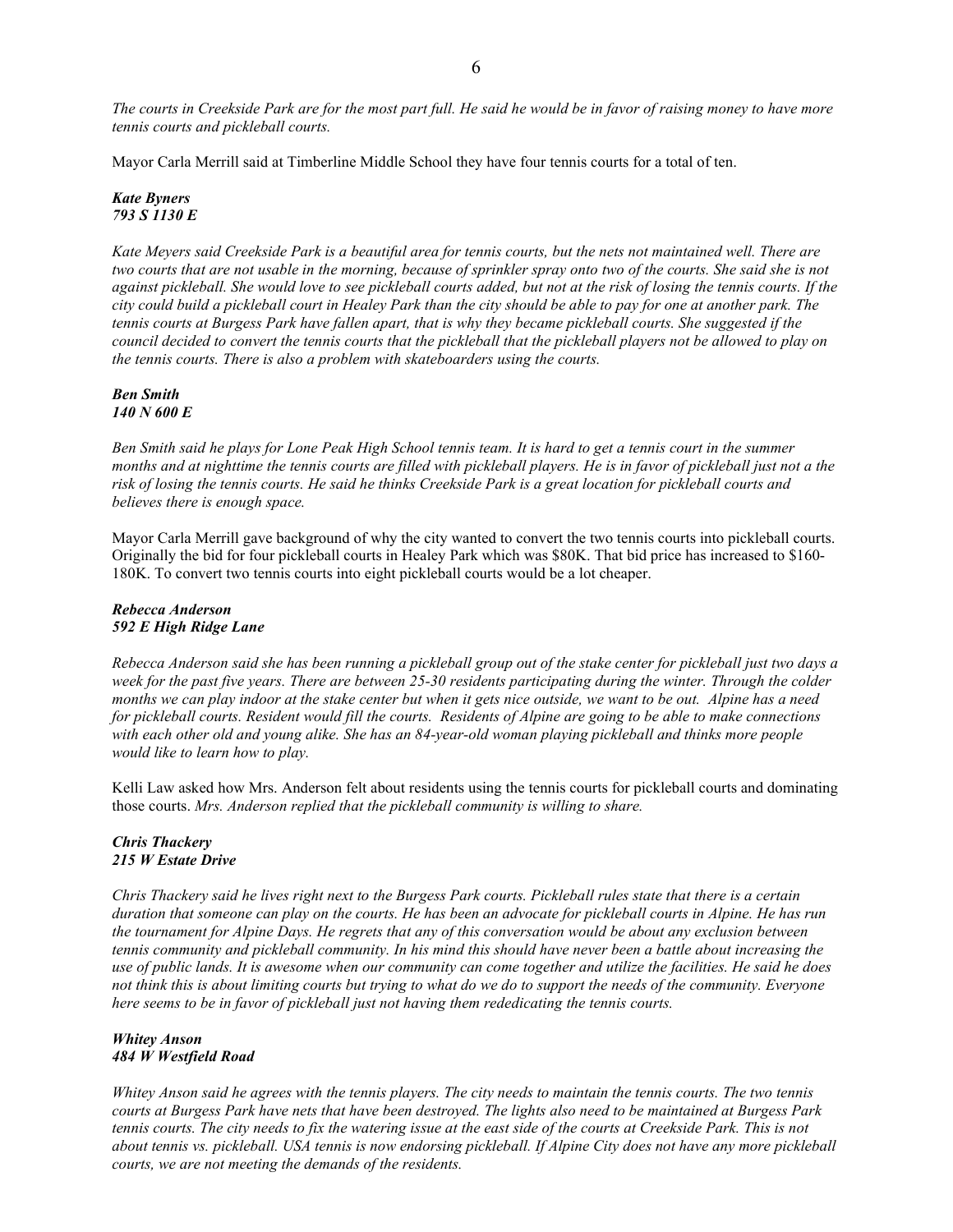*The courts in Creekside Park are for the most part full. He said he would be in favor of raising money to have more tennis courts and pickleball courts.*

Mayor Carla Merrill said at Timberline Middle School they have four tennis courts for a total of ten.

***Kate Byners***
***793 S 1130 E***

*Kate Meyers said Creekside Park is a beautiful area for tennis courts, but the nets not maintained well. There are two courts that are not usable in the morning, because of sprinkler spray onto two of the courts. She said she is not against pickleball. She would love to see pickleball courts added, but not at the risk of losing the tennis courts. If the city could build a pickleball court in Healey Park than the city should be able to pay for one at another park. The tennis courts at Burgess Park have fallen apart, that is why they became pickleball courts. She suggested if the council decided to convert the tennis courts that the pickleball that the pickleball players not be allowed to play on the tennis courts. There is also a problem with skateboarders using the courts.*

***Ben Smith***
***140 N 600 E***

*Ben Smith said he plays for Lone Peak High School tennis team. It is hard to get a tennis court in the summer months and at nighttime the tennis courts are filled with pickleball players. He is in favor of pickleball just not a the risk of losing the tennis courts. He said he thinks Creekside Park is a great location for pickleball courts and believes there is enough space.*

Mayor Carla Merrill gave background of why the city wanted to convert the two tennis courts into pickleball courts. Originally the bid for four pickleball courts in Healey Park which was $80K. That bid price has increased to $160-180K. To convert two tennis courts into eight pickleball courts would be a lot cheaper.

***Rebecca Anderson***
***592 E High Ridge Lane***

*Rebecca Anderson said she has been running a pickleball group out of the stake center for pickleball just two days a week for the past five years. There are between 25-30 residents participating during the winter. Through the colder months we can play indoor at the stake center but when it gets nice outside, we want to be out. Alpine has a need for pickleball courts. Resident would fill the courts. Residents of Alpine are going to be able to make connections with each other old and young alike. She has an 84-year-old woman playing pickleball and thinks more people would like to learn how to play.*

Kelli Law asked how Mrs. Anderson felt about residents using the tennis courts for pickleball courts and dominating those courts. *Mrs. Anderson replied that the pickleball community is willing to share.*

***Chris Thackery***
***215 W Estate Drive***

*Chris Thackery said he lives right next to the Burgess Park courts. Pickleball rules state that there is a certain duration that someone can play on the courts. He has been an advocate for pickleball courts in Alpine. He has run the tournament for Alpine Days. He regrets that any of this conversation would be about any exclusion between tennis community and pickleball community. In his mind this should have never been a battle about increasing the use of public lands. It is awesome when our community can come together and utilize the facilities. He said he does not think this is about limiting courts but trying to what do we do to support the needs of the community. Everyone here seems to be in favor of pickleball just not having them rededicating the tennis courts.*

***Whitey Anson***
***484 W Westfield Road***

*Whitey Anson said he agrees with the tennis players. The city needs to maintain the tennis courts. The two tennis courts at Burgess Park have nets that have been destroyed. The lights also need to be maintained at Burgess Park tennis courts. The city needs to fix the watering issue at the east side of the courts at Creekside Park. This is not about tennis vs. pickleball. USA tennis is now endorsing pickleball. If Alpine City does not have any more pickleball courts, we are not meeting the demands of the residents.*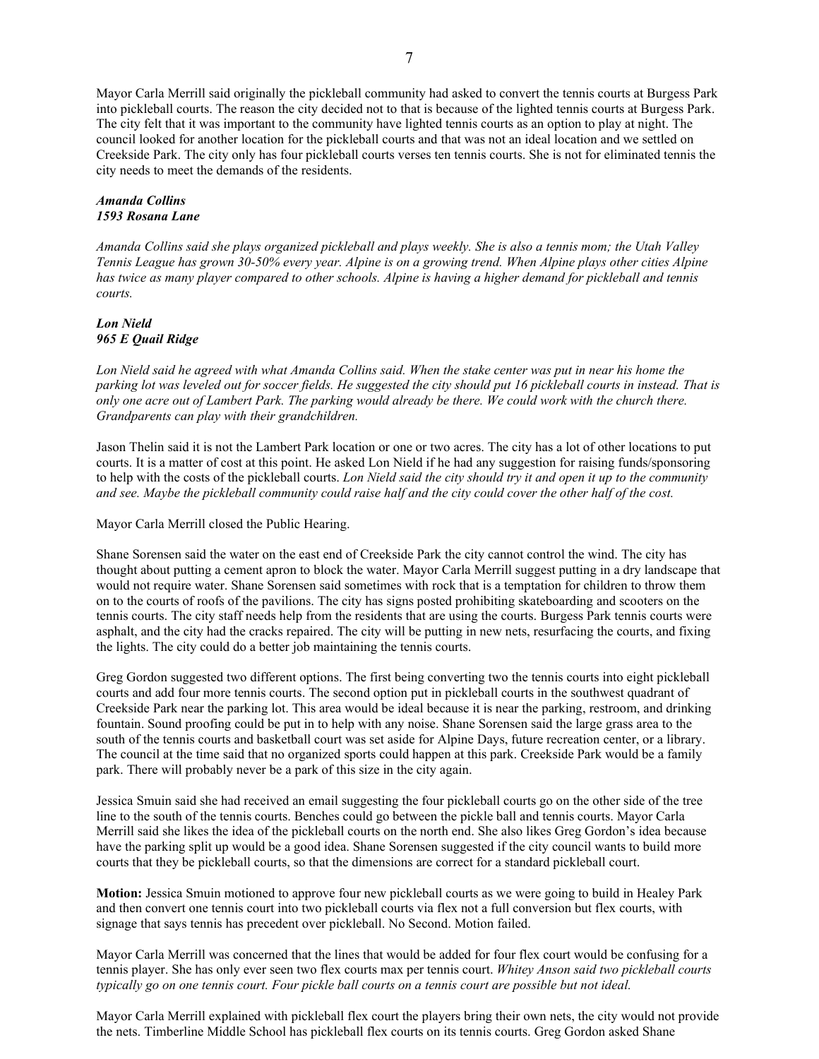Mayor Carla Merrill said originally the pickleball community had asked to convert the tennis courts at Burgess Park into pickleball courts. The reason the city decided not to that is because of the lighted tennis courts at Burgess Park. The city felt that it was important to the community have lighted tennis courts as an option to play at night. The council looked for another location for the pickleball courts and that was not an ideal location and we settled on Creekside Park. The city only has four pickleball courts verses ten tennis courts. She is not for eliminated tennis the city needs to meet the demands of the residents.

***Amanda Collins***
***1593 Rosana Lane***

*Amanda Collins said she plays organized pickleball and plays weekly. She is also a tennis mom; the Utah Valley Tennis League has grown 30-50% every year. Alpine is on a growing trend. When Alpine plays other cities Alpine has twice as many player compared to other schools. Alpine is having a higher demand for pickleball and tennis courts.*

***Lon Nield***
***965 E Quail Ridge***

*Lon Nield said he agreed with what Amanda Collins said. When the stake center was put in near his home the parking lot was leveled out for soccer fields. He suggested the city should put 16 pickleball courts in instead. That is only one acre out of Lambert Park. The parking would already be there. We could work with the church there. Grandparents can play with their grandchildren.*

Jason Thelin said it is not the Lambert Park location or one or two acres. The city has a lot of other locations to put courts. It is a matter of cost at this point. He asked Lon Nield if he had any suggestion for raising funds/sponsoring to help with the costs of the pickleball courts. *Lon Nield said the city should try it and open it up to the community and see. Maybe the pickleball community could raise half and the city could cover the other half of the cost.*

Mayor Carla Merrill closed the Public Hearing.

Shane Sorensen said the water on the east end of Creekside Park the city cannot control the wind. The city has thought about putting a cement apron to block the water. Mayor Carla Merrill suggest putting in a dry landscape that would not require water. Shane Sorensen said sometimes with rock that is a temptation for children to throw them on to the courts of roofs of the pavilions. The city has signs posted prohibiting skateboarding and scooters on the tennis courts. The city staff needs help from the residents that are using the courts. Burgess Park tennis courts were asphalt, and the city had the cracks repaired. The city will be putting in new nets, resurfacing the courts, and fixing the lights. The city could do a better job maintaining the tennis courts.

Greg Gordon suggested two different options. The first being converting two the tennis courts into eight pickleball courts and add four more tennis courts. The second option put in pickleball courts in the southwest quadrant of Creekside Park near the parking lot. This area would be ideal because it is near the parking, restroom, and drinking fountain. Sound proofing could be put in to help with any noise. Shane Sorensen said the large grass area to the south of the tennis courts and basketball court was set aside for Alpine Days, future recreation center, or a library. The council at the time said that no organized sports could happen at this park. Creekside Park would be a family park. There will probably never be a park of this size in the city again.

Jessica Smuin said she had received an email suggesting the four pickleball courts go on the other side of the tree line to the south of the tennis courts. Benches could go between the pickle ball and tennis courts. Mayor Carla Merrill said she likes the idea of the pickleball courts on the north end. She also likes Greg Gordon's idea because have the parking split up would be a good idea. Shane Sorensen suggested if the city council wants to build more courts that they be pickleball courts, so that the dimensions are correct for a standard pickleball court.

**Motion:** Jessica Smuin motioned to approve four new pickleball courts as we were going to build in Healey Park and then convert one tennis court into two pickleball courts via flex not a full conversion but flex courts, with signage that says tennis has precedent over pickleball. No Second. Motion failed.

Mayor Carla Merrill was concerned that the lines that would be added for four flex court would be confusing for a tennis player. She has only ever seen two flex courts max per tennis court. *Whitey Anson said two pickleball courts typically go on one tennis court. Four pickle ball courts on a tennis court are possible but not ideal.*

Mayor Carla Merrill explained with pickleball flex court the players bring their own nets, the city would not provide the nets. Timberline Middle School has pickleball flex courts on its tennis courts. Greg Gordon asked Shane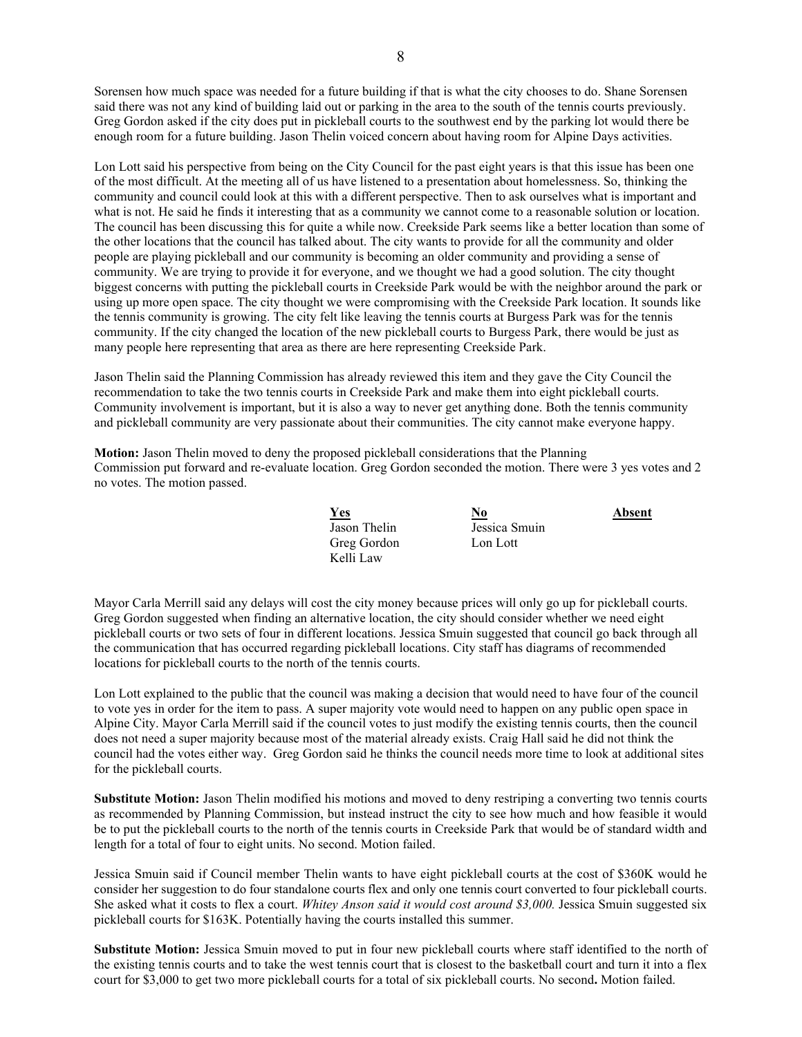Sorensen how much space was needed for a future building if that is what the city chooses to do. Shane Sorensen said there was not any kind of building laid out or parking in the area to the south of the tennis courts previously. Greg Gordon asked if the city does put in pickleball courts to the southwest end by the parking lot would there be enough room for a future building. Jason Thelin voiced concern about having room for Alpine Days activities.

Lon Lott said his perspective from being on the City Council for the past eight years is that this issue has been one of the most difficult. At the meeting all of us have listened to a presentation about homelessness. So, thinking the community and council could look at this with a different perspective. Then to ask ourselves what is important and what is not. He said he finds it interesting that as a community we cannot come to a reasonable solution or location. The council has been discussing this for quite a while now. Creekside Park seems like a better location than some of the other locations that the council has talked about. The city wants to provide for all the community and older people are playing pickleball and our community is becoming an older community and providing a sense of community. We are trying to provide it for everyone, and we thought we had a good solution. The city thought biggest concerns with putting the pickleball courts in Creekside Park would be with the neighbor around the park or using up more open space. The city thought we were compromising with the Creekside Park location. It sounds like the tennis community is growing. The city felt like leaving the tennis courts at Burgess Park was for the tennis community. If the city changed the location of the new pickleball courts to Burgess Park, there would be just as many people here representing that area as there are here representing Creekside Park.

Jason Thelin said the Planning Commission has already reviewed this item and they gave the City Council the recommendation to take the two tennis courts in Creekside Park and make them into eight pickleball courts. Community involvement is important, but it is also a way to never get anything done. Both the tennis community and pickleball community are very passionate about their communities. The city cannot make everyone happy.

**Motion:** Jason Thelin moved to deny the proposed pickleball considerations that the Planning Commission put forward and re-evaluate location. Greg Gordon seconded the motion. There were 3 yes votes and 2 no votes. The motion passed.

| Yes | No | Absent |
|---|---|---|
| Jason Thelin | Jessica Smuin | |
| Greg Gordon | Lon Lott | |
| Kelli Law | | |

Mayor Carla Merrill said any delays will cost the city money because prices will only go up for pickleball courts. Greg Gordon suggested when finding an alternative location, the city should consider whether we need eight pickleball courts or two sets of four in different locations. Jessica Smuin suggested that council go back through all the communication that has occurred regarding pickleball locations. City staff has diagrams of recommended locations for pickleball courts to the north of the tennis courts.

Lon Lott explained to the public that the council was making a decision that would need to have four of the council to vote yes in order for the item to pass. A super majority vote would need to happen on any public open space in Alpine City. Mayor Carla Merrill said if the council votes to just modify the existing tennis courts, then the council does not need a super majority because most of the material already exists. Craig Hall said he did not think the council had the votes either way. Greg Gordon said he thinks the council needs more time to look at additional sites for the pickleball courts.

**Substitute Motion:** Jason Thelin modified his motions and moved to deny restriping a converting two tennis courts as recommended by Planning Commission, but instead instruct the city to see how much and how feasible it would be to put the pickleball courts to the north of the tennis courts in Creekside Park that would be of standard width and length for a total of four to eight units. No second. Motion failed.

Jessica Smuin said if Council member Thelin wants to have eight pickleball courts at the cost of $360K would he consider her suggestion to do four standalone courts flex and only one tennis court converted to four pickleball courts. She asked what it costs to flex a court. *Whitey Anson said it would cost around $3,000.* Jessica Smuin suggested six pickleball courts for $163K. Potentially having the courts installed this summer.

**Substitute Motion:** Jessica Smuin moved to put in four new pickleball courts where staff identified to the north of the existing tennis courts and to take the west tennis court that is closest to the basketball court and turn it into a flex court for $3,000 to get two more pickleball courts for a total of six pickleball courts. No second**.** Motion failed.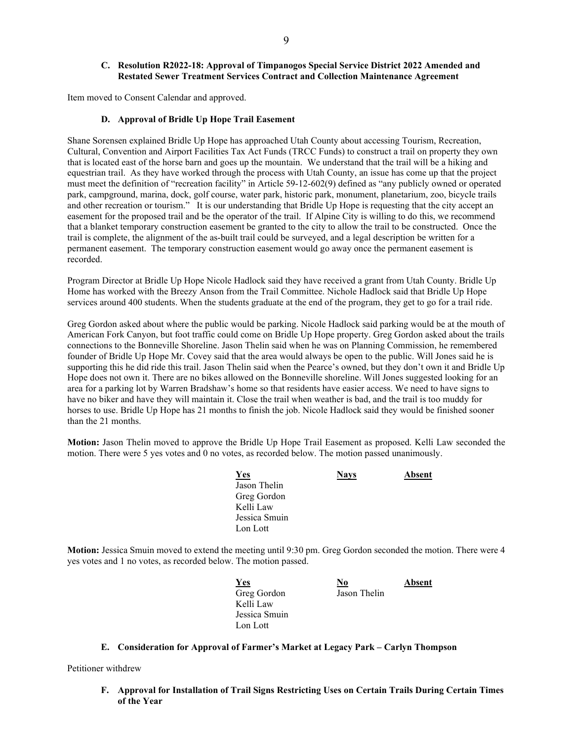### C. Resolution R2022-18: Approval of Timpanogos Special Service District 2022 Amended and Restated Sewer Treatment Services Contract and Collection Maintenance Agreement

Item moved to Consent Calendar and approved.

### D. Approval of Bridle Up Hope Trail Easement

Shane Sorensen explained Bridle Up Hope has approached Utah County about accessing Tourism, Recreation, Cultural, Convention and Airport Facilities Tax Act Funds (TRCC Funds) to construct a trail on property they own that is located east of the horse barn and goes up the mountain. We understand that the trail will be a hiking and equestrian trail. As they have worked through the process with Utah County, an issue has come up that the project must meet the definition of "recreation facility" in Article 59-12-602(9) defined as "any publicly owned or operated park, campground, marina, dock, golf course, water park, historic park, monument, planetarium, zoo, bicycle trails and other recreation or tourism." It is our understanding that Bridle Up Hope is requesting that the city accept an easement for the proposed trail and be the operator of the trail. If Alpine City is willing to do this, we recommend that a blanket temporary construction easement be granted to the city to allow the trail to be constructed. Once the trail is complete, the alignment of the as-built trail could be surveyed, and a legal description be written for a permanent easement. The temporary construction easement would go away once the permanent easement is recorded.

Program Director at Bridle Up Hope Nicole Hadlock said they have received a grant from Utah County. Bridle Up Home has worked with the Breezy Anson from the Trail Committee. Nichole Hadlock said that Bridle Up Hope services around 400 students. When the students graduate at the end of the program, they get to go for a trail ride.

Greg Gordon asked about where the public would be parking. Nicole Hadlock said parking would be at the mouth of American Fork Canyon, but foot traffic could come on Bridle Up Hope property. Greg Gordon asked about the trails connections to the Bonneville Shoreline. Jason Thelin said when he was on Planning Commission, he remembered founder of Bridle Up Hope Mr. Covey said that the area would always be open to the public. Will Jones said he is supporting this he did ride this trail. Jason Thelin said when the Pearce's owned, but they don't own it and Bridle Up Hope does not own it. There are no bikes allowed on the Bonneville shoreline. Will Jones suggested looking for an area for a parking lot by Warren Bradshaw's home so that residents have easier access. We need to have signs to have no biker and have they will maintain it. Close the trail when weather is bad, and the trail is too muddy for horses to use. Bridle Up Hope has 21 months to finish the job. Nicole Hadlock said they would be finished sooner than the 21 months.

**Motion:** Jason Thelin moved to approve the Bridle Up Hope Trail Easement as proposed. Kelli Law seconded the motion. There were 5 yes votes and 0 no votes, as recorded below. The motion passed unanimously.

| Yes | Nays | Absent |
|---|---|---|
| Jason Thelin | | |
| Greg Gordon | | |
| Kelli Law | | |
| Jessica Smuin | | |
| Lon Lott | | |

**Motion:** Jessica Smuin moved to extend the meeting until 9:30 pm. Greg Gordon seconded the motion. There were 4 yes votes and 1 no votes, as recorded below. The motion passed.

| Yes | No | Absent |
|---|---|---|
| Greg Gordon | Jason Thelin | |
| Kelli Law | | |
| Jessica Smuin | | |
| Lon Lott | | |

### E. Consideration for Approval of Farmer's Market at Legacy Park – Carlyn Thompson

Petitioner withdrew

### F. Approval for Installation of Trail Signs Restricting Uses on Certain Trails During Certain Times of the Year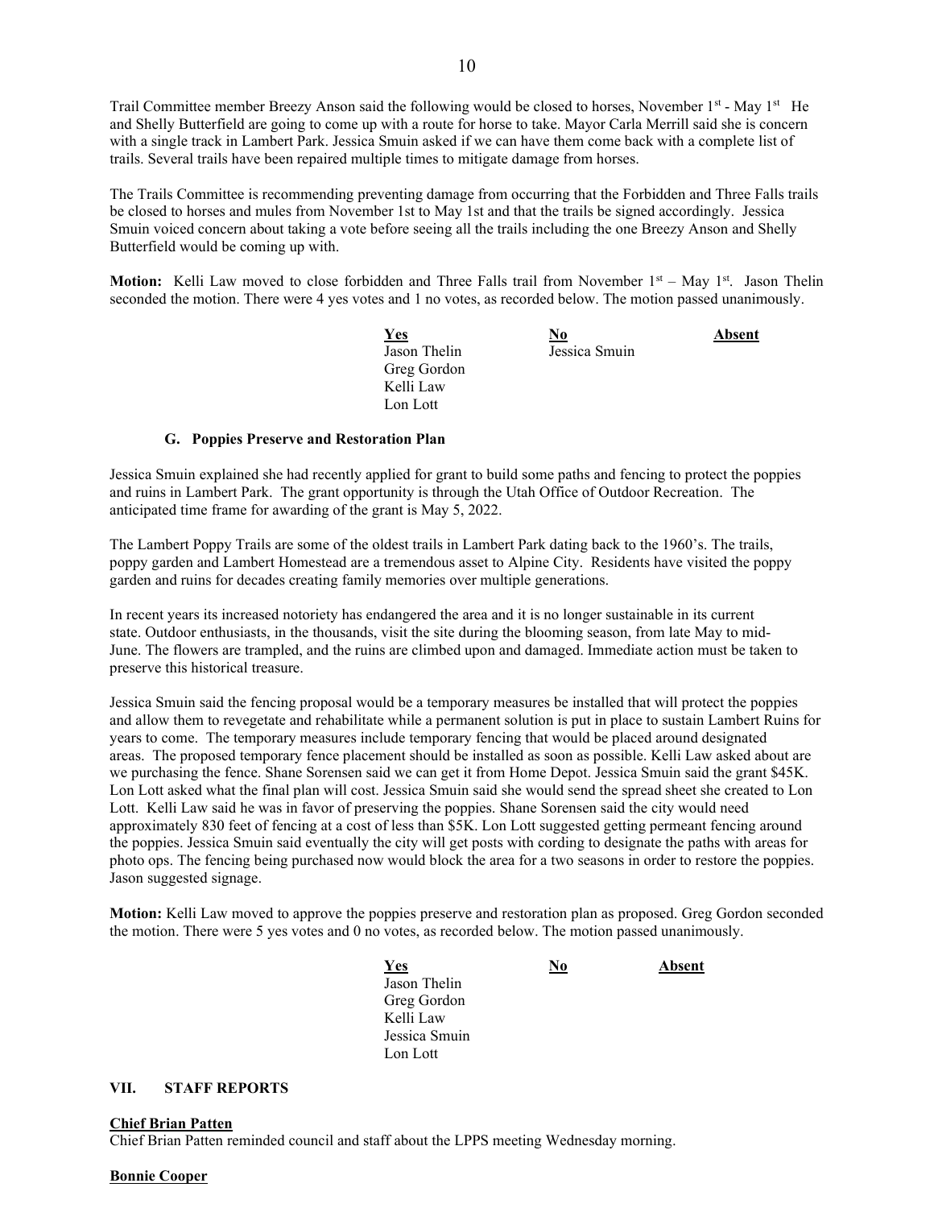Trail Committee member Breezy Anson said the following would be closed to horses, November 1st - May 1st He and Shelly Butterfield are going to come up with a route for horse to take. Mayor Carla Merrill said she is concern with a single track in Lambert Park. Jessica Smuin asked if we can have them come back with a complete list of trails. Several trails have been repaired multiple times to mitigate damage from horses.

The Trails Committee is recommending preventing damage from occurring that the Forbidden and Three Falls trails be closed to horses and mules from November 1st to May 1st and that the trails be signed accordingly. Jessica Smuin voiced concern about taking a vote before seeing all the trails including the one Breezy Anson and Shelly Butterfield would be coming up with.

**Motion:** Kelli Law moved to close forbidden and Three Falls trail from November 1st – May 1st. Jason Thelin seconded the motion. There were 4 yes votes and 1 no votes, as recorded below. The motion passed unanimously.

| Yes | No | Absent |
|---|---|---|
| Jason Thelin | Jessica Smuin | |
| Greg Gordon | | |
| Kelli Law | | |
| Lon Lott | | |

### G. Poppies Preserve and Restoration Plan

Jessica Smuin explained she had recently applied for grant to build some paths and fencing to protect the poppies and ruins in Lambert Park. The grant opportunity is through the Utah Office of Outdoor Recreation. The anticipated time frame for awarding of the grant is May 5, 2022.

The Lambert Poppy Trails are some of the oldest trails in Lambert Park dating back to the 1960's. The trails, poppy garden and Lambert Homestead are a tremendous asset to Alpine City. Residents have visited the poppy garden and ruins for decades creating family memories over multiple generations.

In recent years its increased notoriety has endangered the area and it is no longer sustainable in its current state. Outdoor enthusiasts, in the thousands, visit the site during the blooming season, from late May to mid-June. The flowers are trampled, and the ruins are climbed upon and damaged. Immediate action must be taken to preserve this historical treasure.

Jessica Smuin said the fencing proposal would be a temporary measures be installed that will protect the poppies and allow them to revegetate and rehabilitate while a permanent solution is put in place to sustain Lambert Ruins for years to come. The temporary measures include temporary fencing that would be placed around designated areas. The proposed temporary fence placement should be installed as soon as possible. Kelli Law asked about are we purchasing the fence. Shane Sorensen said we can get it from Home Depot. Jessica Smuin said the grant $45K. Lon Lott asked what the final plan will cost. Jessica Smuin said she would send the spread sheet she created to Lon Lott. Kelli Law said he was in favor of preserving the poppies. Shane Sorensen said the city would need approximately 830 feet of fencing at a cost of less than $5K. Lon Lott suggested getting permeant fencing around the poppies. Jessica Smuin said eventually the city will get posts with cording to designate the paths with areas for photo ops. The fencing being purchased now would block the area for a two seasons in order to restore the poppies. Jason suggested signage.

**Motion:** Kelli Law moved to approve the poppies preserve and restoration plan as proposed. Greg Gordon seconded the motion. There were 5 yes votes and 0 no votes, as recorded below. The motion passed unanimously.

| Yes | No | Absent |
|---|---|---|
| Jason Thelin | | |
| Greg Gordon | | |
| Kelli Law | | |
| Jessica Smuin | | |
| Lon Lott | | |

## VII. STAFF REPORTS

**Chief Brian Patten**

Chief Brian Patten reminded council and staff about the LPPS meeting Wednesday morning.

**Bonnie Cooper**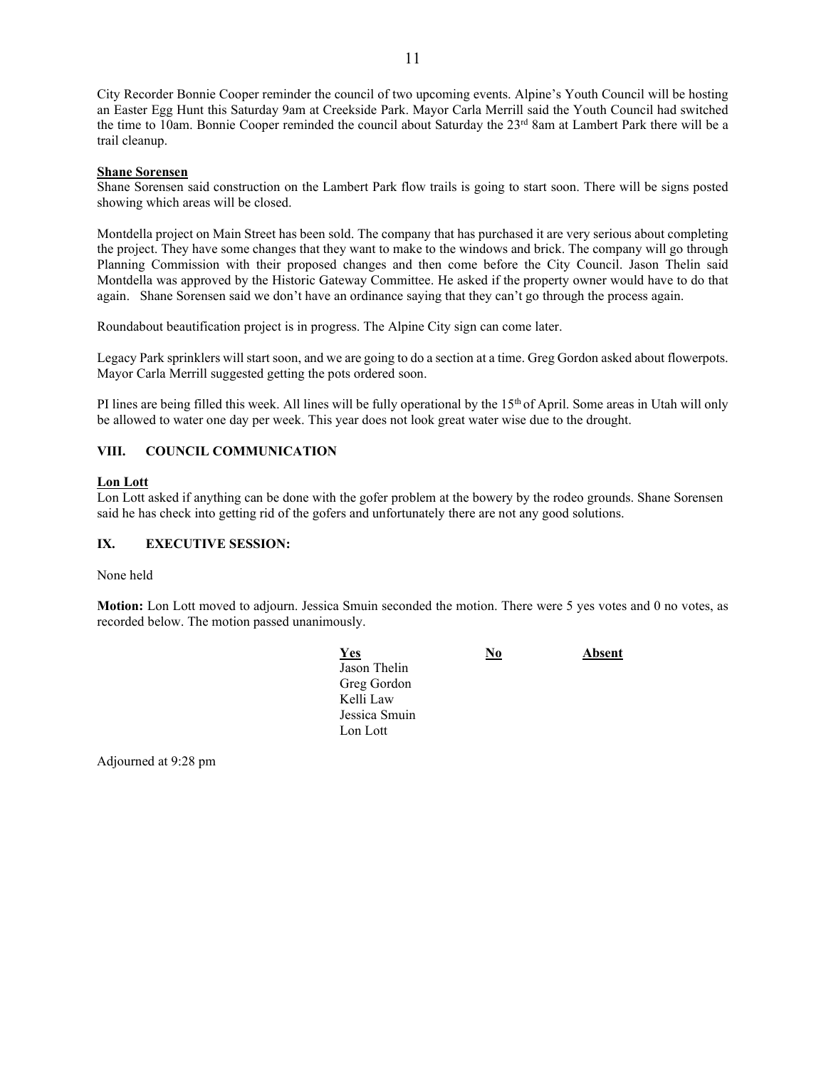City Recorder Bonnie Cooper reminder the council of two upcoming events. Alpine's Youth Council will be hosting an Easter Egg Hunt this Saturday 9am at Creekside Park. Mayor Carla Merrill said the Youth Council had switched the time to 10am. Bonnie Cooper reminded the council about Saturday the 23rd 8am at Lambert Park there will be a trail cleanup.

**Shane Sorensen**

Shane Sorensen said construction on the Lambert Park flow trails is going to start soon. There will be signs posted showing which areas will be closed.

Montdella project on Main Street has been sold. The company that has purchased it are very serious about completing the project. They have some changes that they want to make to the windows and brick. The company will go through Planning Commission with their proposed changes and then come before the City Council. Jason Thelin said Montdella was approved by the Historic Gateway Committee. He asked if the property owner would have to do that again. Shane Sorensen said we don't have an ordinance saying that they can't go through the process again.

Roundabout beautification project is in progress. The Alpine City sign can come later.

Legacy Park sprinklers will start soon, and we are going to do a section at a time. Greg Gordon asked about flowerpots. Mayor Carla Merrill suggested getting the pots ordered soon.

PI lines are being filled this week. All lines will be fully operational by the 15th of April. Some areas in Utah will only be allowed to water one day per week. This year does not look great water wise due to the drought.

## VIII. COUNCIL COMMUNICATION

**Lon Lott**

Lon Lott asked if anything can be done with the gofer problem at the bowery by the rodeo grounds. Shane Sorensen said he has check into getting rid of the gofers and unfortunately there are not any good solutions.

## IX. EXECUTIVE SESSION:

None held

**Motion:** Lon Lott moved to adjourn. Jessica Smuin seconded the motion. There were 5 yes votes and 0 no votes, as recorded below. The motion passed unanimously.

| Yes | No | Absent |
|---|---|---|
| Jason Thelin | | |
| Greg Gordon | | |
| Kelli Law | | |
| Jessica Smuin | | |
| Lon Lott | | |

Adjourned at 9:28 pm